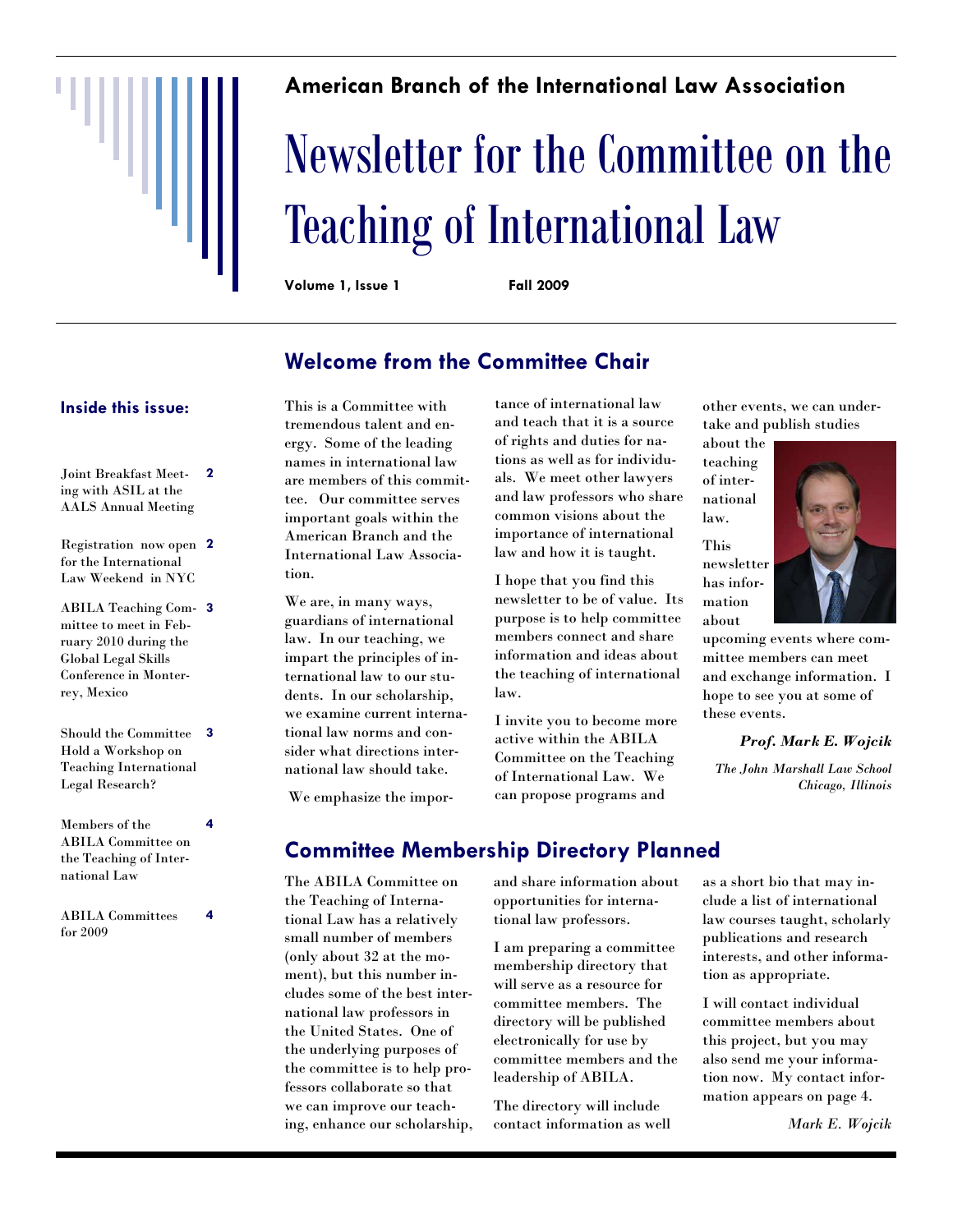American Branch of the International Law Association

# Newsletter for the Committee on the Teaching of International Law

**Volume 1, Issue 1** **Fall 2009**

### Inside this issue:

| | |
|---|---|
| Joint Breakfast Meeting with ASIL at the AALS Annual Meeting | 2 |
| Registration now open for the International Law Weekend in NYC | 2 |
| ABILA Teaching Committee to meet in February 2010 during the Global Legal Skills Conference in Monterrey, Mexico | 3 |
| Should the Committee Hold a Workshop on Teaching International Legal Research? | 3 |
| Members of the ABILA Committee on the Teaching of International Law | 4 |
| ABILA Committees for 2009 | 4 |

## Welcome from the Committee Chair

This is a Committee with tremendous talent and energy. Some of the leading names in international law are members of this committee. Our committee serves important goals within the American Branch and the International Law Association.

We are, in many ways, guardians of international law. In our teaching, we impart the principles of international law to our students. In our scholarship, we examine current international law norms and consider what directions international law should take.

We emphasize the importance of international law and teach that it is a source of rights and duties for nations as well as for individuals. We meet other lawyers and law professors who share common visions about the importance of international law and how it is taught.

I hope that you find this newsletter to be of value. Its purpose is to help committee members connect and share information and ideas about the teaching of international law.

I invite you to become more active within the ABILA Committee on the Teaching of International Law. We can propose programs and other events, we can undertake and publish studies about the teaching of international law.

This newsletter has information about upcoming events where committee members can meet and exchange information. I hope to see you at some of these events.

***Prof. Mark E. Wojcik***

*The John Marshall Law School*
*Chicago, Illinois*

## Committee Membership Directory Planned

The ABILA Committee on the Teaching of International Law has a relatively small number of members (only about 32 at the moment), but this number includes some of the best international law professors in the United States. One of the underlying purposes of the committee is to help professors collaborate so that we can improve our teaching, enhance our scholarship, and share information about opportunities for international law professors.

I am preparing a committee membership directory that will serve as a resource for committee members. The directory will be published electronically for use by committee members and the leadership of ABILA.

The directory will include contact information as well as a short bio that may include a list of international law courses taught, scholarly publications and research interests, and other information as appropriate.

I will contact individual committee members about this project, but you may also send me your information now. My contact information appears on page 4.

*Mark E. Wojcik*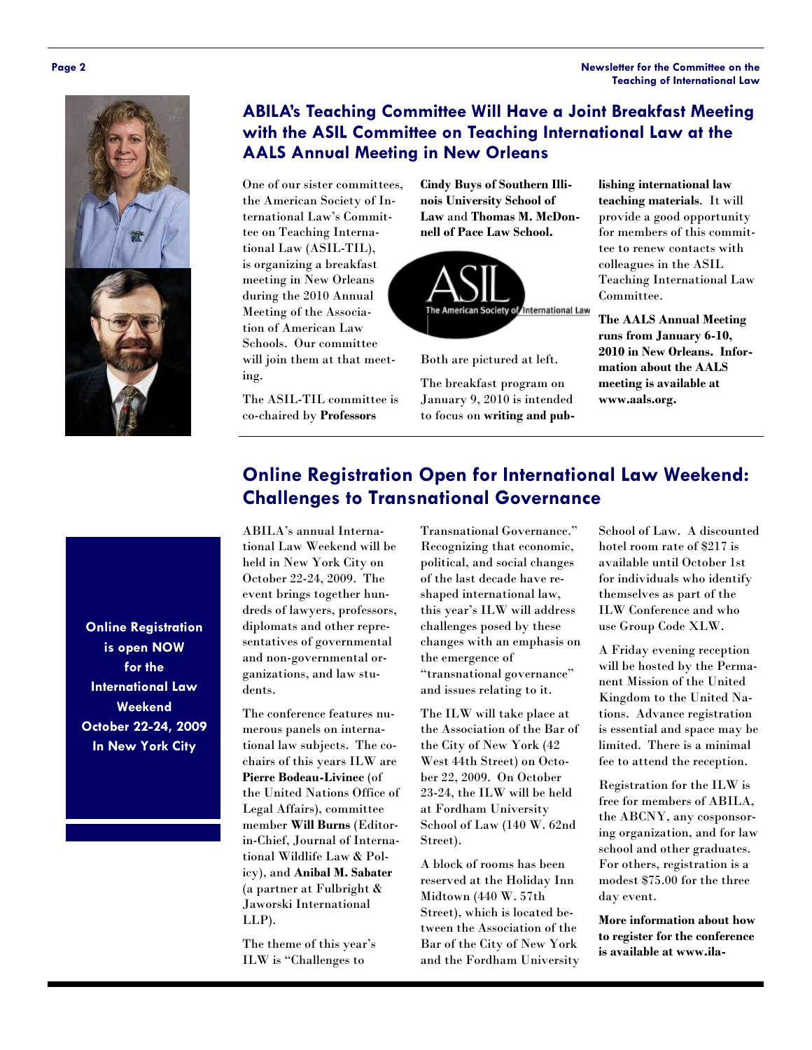## ABILA's Teaching Committee Will Have a Joint Breakfast Meeting with the ASIL Committee on Teaching International Law at the AALS Annual Meeting in New Orleans

One of our sister committees, the American Society of International Law's Committee on Teaching International Law (ASIL-TIL), is organizing a breakfast meeting in New Orleans during the 2010 Annual Meeting of the Association of American Law Schools. Our committee will join them at that meeting.

The ASIL-TIL committee is co-chaired by **Professors Cindy Buys of Southern Illinois University School of Law** and **Thomas M. McDonnell of Pace Law School.**

Both are pictured at left.

The breakfast program on January 9, 2010 is intended to focus on **writing and publishing international law teaching materials**. It will provide a good opportunity for members of this committee to renew contacts with colleagues in the ASIL Teaching International Law Committee.

**The AALS Annual Meeting runs from January 6-10, 2010 in New Orleans. Information about the AALS meeting is available at www.aals.org.**

## Online Registration Open for International Law Weekend: Challenges to Transnational Governance

**Online Registration is open NOW for the International Law Weekend October 22-24, 2009 In New York City**

ABILA's annual International Law Weekend will be held in New York City on October 22-24, 2009. The event brings together hundreds of lawyers, professors, diplomats and other representatives of governmental and non-governmental organizations, and law students.

The conference features numerous panels on international law subjects. The co-chairs of this years ILW are **Pierre Bodeau-Livinec** (of the United Nations Office of Legal Affairs), committee member **Will Burns** (Editor-in-Chief, Journal of International Wildlife Law & Policy), and **Anibal M. Sabater** (a partner at Fulbright & Jaworski International LLP).

The theme of this year's ILW is "Challenges to Transnational Governance." Recognizing that economic, political, and social changes of the last decade have reshaped international law, this year's ILW will address challenges posed by these changes with an emphasis on the emergence of "transnational governance" and issues relating to it.

The ILW will take place at the Association of the Bar of the City of New York (42 West 44th Street) on October 22, 2009. On October 23-24, the ILW will be held at Fordham University School of Law (140 W. 62nd Street).

A block of rooms has been reserved at the Holiday Inn Midtown (440 W. 57th Street), which is located between the Association of the Bar of the City of New York and the Fordham University School of Law. A discounted hotel room rate of $217 is available until October 1st for individuals who identify themselves as part of the ILW Conference and who use Group Code XLW.

A Friday evening reception will be hosted by the Permanent Mission of the United Kingdom to the United Nations. Advance registration is essential and space may be limited. There is a minimal fee to attend the reception.

Registration for the ILW is free for members of ABILA, the ABCNY, any cosponsoring organization, and for law school and other graduates. For others, registration is a modest $75.00 for the three day event.

**More information about how to register for the conference is available at www.ila-**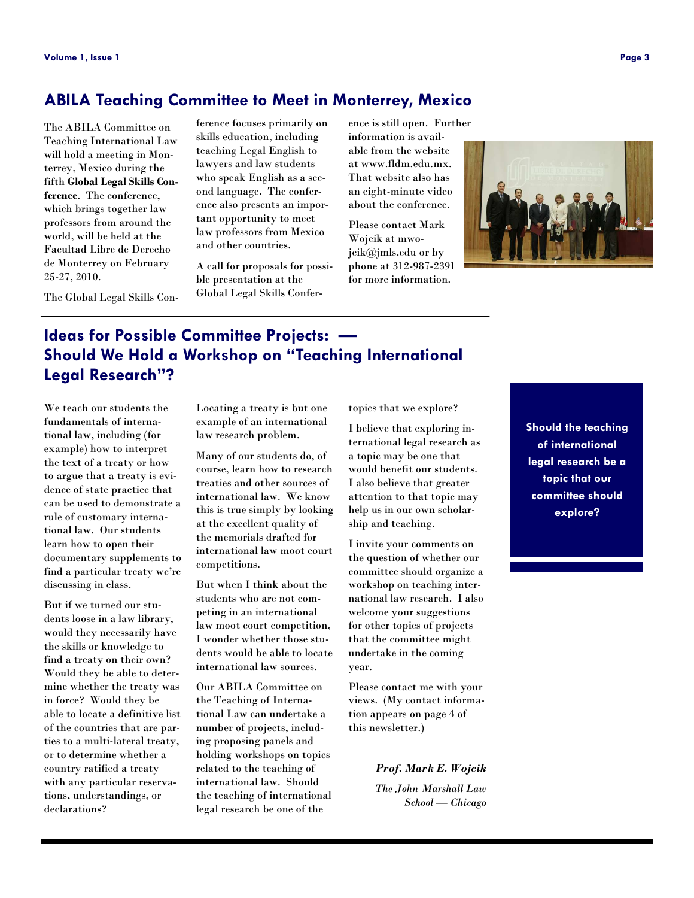## ABILA Teaching Committee to Meet in Monterrey, Mexico

The ABILA Committee on Teaching International Law will hold a meeting in Monterrey, Mexico during the fifth **Global Legal Skills Conference**. The conference, which brings together law professors from around the world, will be held at the Facultad Libre de Derecho de Monterrey on February 25-27, 2010.

The Global Legal Skills Conference focuses primarily on skills education, including teaching Legal English to lawyers and law students who speak English as a second language. The conference also presents an important opportunity to meet law professors from Mexico and other countries.

A call for proposals for possible presentation at the Global Legal Skills Conference is still open. Further information is available from the website at www.fldm.edu.mx. That website also has an eight-minute video about the conference.

Please contact Mark Wojcik at mwojcik@jmls.edu or by phone at 312-987-2391 for more information.

## Ideas for Possible Committee Projects: — Should We Hold a Workshop on "Teaching International Legal Research"?

We teach our students the fundamentals of international law, including (for example) how to interpret the text of a treaty or how to argue that a treaty is evidence of state practice that can be used to demonstrate a rule of customary international law. Our students learn how to open their documentary supplements to find a particular treaty we're discussing in class.

But if we turned our students loose in a law library, would they necessarily have the skills or knowledge to find a treaty on their own? Would they be able to determine whether the treaty was in force? Would they be able to locate a definitive list of the countries that are parties to a multi-lateral treaty, or to determine whether a country ratified a treaty with any particular reservations, understandings, or declarations?

Locating a treaty is but one example of an international law research problem.

Many of our students do, of course, learn how to research treaties and other sources of international law. We know this is true simply by looking at the excellent quality of the memorials drafted for international law moot court competitions.

But when I think about the students who are not competing in an international law moot court competition, I wonder whether those students would be able to locate international law sources.

Our ABILA Committee on the Teaching of International Law can undertake a number of projects, including proposing panels and holding workshops on topics related to the teaching of international law. Should the teaching of international legal research be one of the topics that we explore?

I believe that exploring international legal research as a topic may be one that would benefit our students. I also believe that greater attention to that topic may help us in our own scholarship and teaching.

I invite your comments on the question of whether our committee should organize a workshop on teaching international law research. I also welcome your suggestions for other topics of projects that the committee might undertake in the coming year.

Please contact me with your views. (My contact information appears on page 4 of this newsletter.)

***Prof. Mark E. Wojcik***

*The John Marshall Law School — Chicago*

**Should the teaching of international legal research be a topic that our committee should explore?**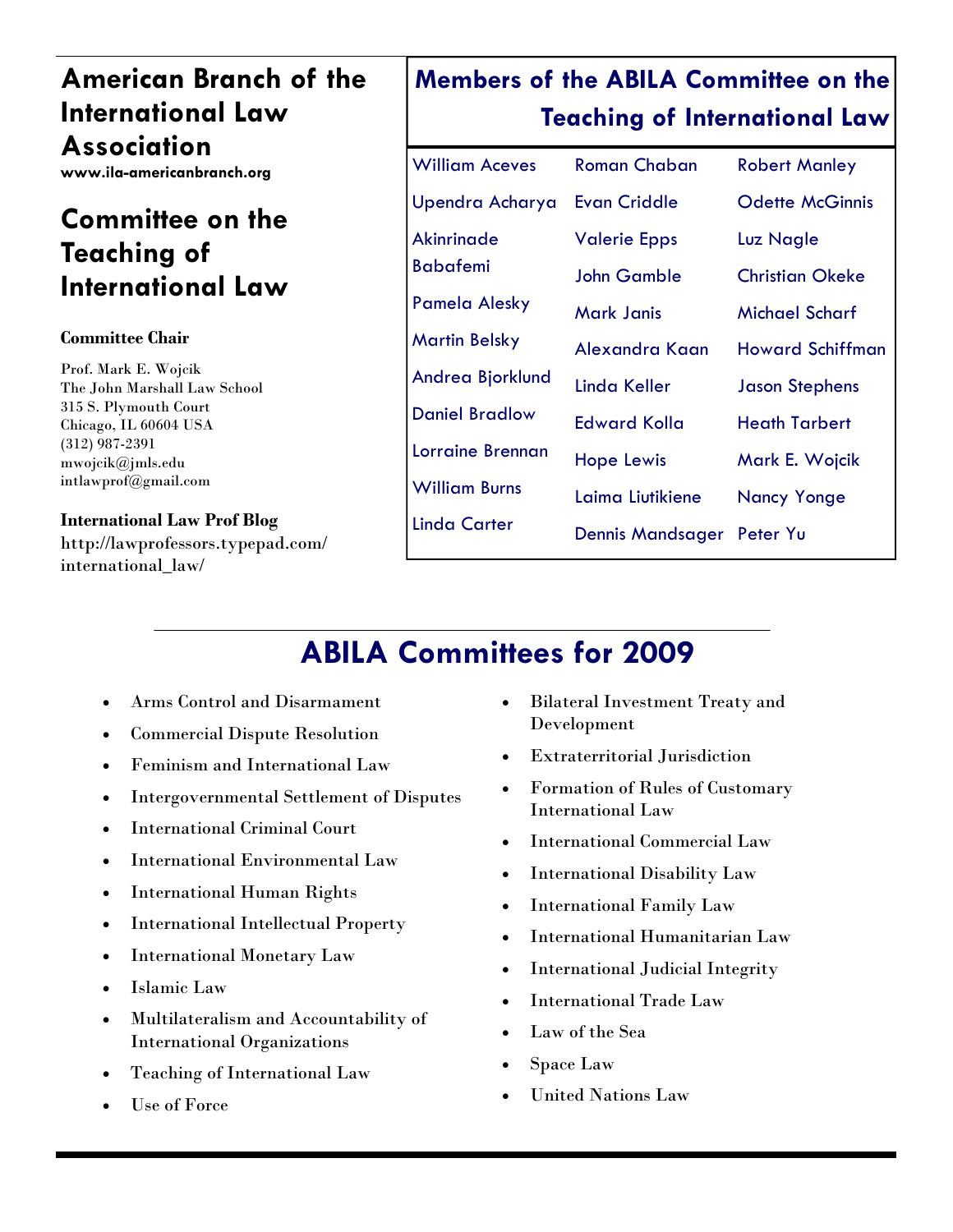# American Branch of the International Law Association

**www.ila-americanbranch.org**

## Committee on the Teaching of International Law

**Committee Chair**

Prof. Mark E. Wojcik
The John Marshall Law School
315 S. Plymouth Court
Chicago, IL 60604 USA
(312) 987-2391
mwojcik@jmls.edu
intlawprof@gmail.com

**International Law Prof Blog**

http://lawprofessors.typepad.com/international_law/

## Members of the ABILA Committee on the Teaching of International Law

| | | |
|---|---|---|
| William Aceves | Roman Chaban | Robert Manley |
| Upendra Acharya | Evan Criddle | Odette McGinnis |
| Akinrinade Babafemi | Valerie Epps | Luz Nagle |
| Pamela Alesky | John Gamble | Christian Okeke |
| Martin Belsky | Mark Janis | Michael Scharf |
| Andrea Bjorklund | Alexandra Kaan | Howard Schiffman |
| Daniel Bradlow | Linda Keller | Jason Stephens |
| Lorraine Brennan | Edward Kolla | Heath Tarbert |
| William Burns | Hope Lewis | Mark E. Wojcik |
| Linda Carter | Laima Liutikiene | Nancy Yonge |
| | Dennis Mandsager | Peter Yu |

## ABILA Committees for 2009

- Arms Control and Disarmament
- Commercial Dispute Resolution
- Feminism and International Law
- Intergovernmental Settlement of Disputes
- International Criminal Court
- International Environmental Law
- International Human Rights
- International Intellectual Property
- International Monetary Law
- Islamic Law
- Multilateralism and Accountability of International Organizations
- Teaching of International Law
- Use of Force
- Bilateral Investment Treaty and Development
- Extraterritorial Jurisdiction
- Formation of Rules of Customary International Law
- International Commercial Law
- International Disability Law
- International Family Law
- International Humanitarian Law
- International Judicial Integrity
- International Trade Law
- Law of the Sea
- Space Law
- United Nations Law